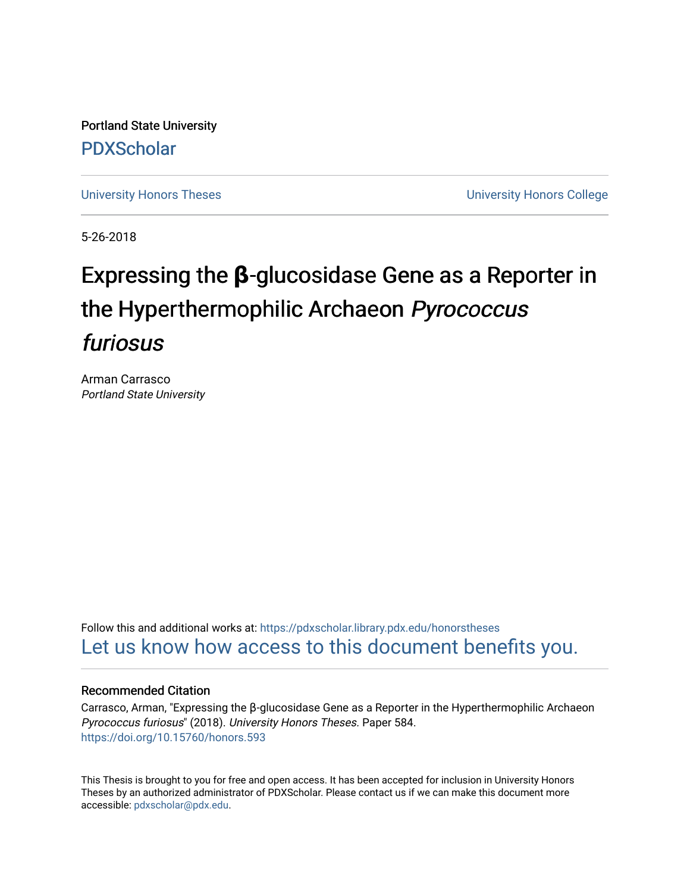Portland State University

PDXScholar

University Honors Theses

University Honors College

5-26-2018

# Expressing the β-glucosidase Gene as a Reporter in the Hyperthermophilic Archaeon *Pyrococcus furiosus*

Arman Carrasco
*Portland State University*

Follow this and additional works at: https://pdxscholar.library.pdx.edu/honorstheses

Let us know how access to this document benefits you.

## Recommended Citation

Carrasco, Arman, "Expressing the β-glucosidase Gene as a Reporter in the Hyperthermophilic Archaeon *Pyrococcus furiosus*" (2018). *University Honors Theses.* Paper 584.
https://doi.org/10.15760/honors.593

This Thesis is brought to you for free and open access. It has been accepted for inclusion in University Honors Theses by an authorized administrator of PDXScholar. Please contact us if we can make this document more accessible: pdxscholar@pdx.edu.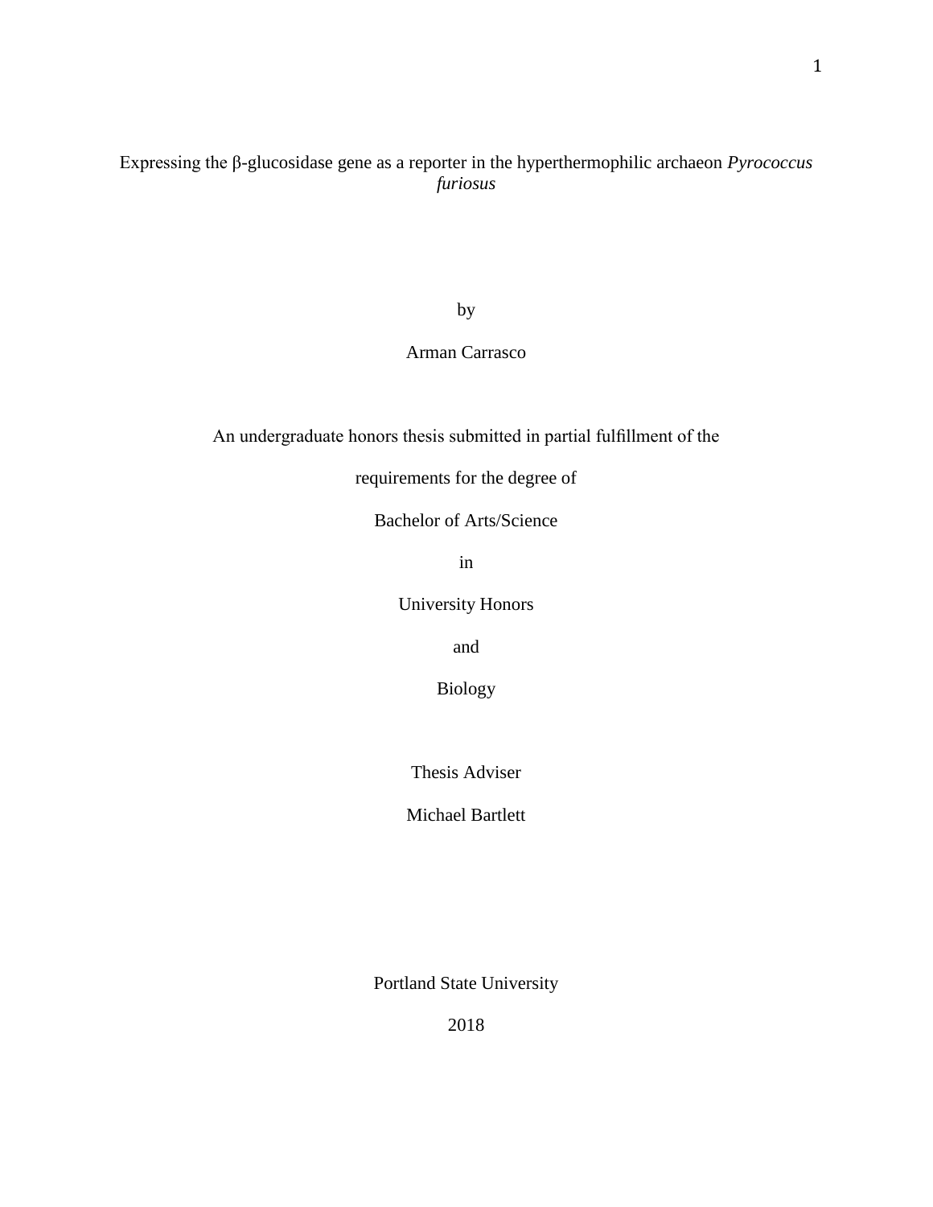# Expressing the β-glucosidase gene as a reporter in the hyperthermophilic archaeon *Pyrococcus furiosus*

by

Arman Carrasco

An undergraduate honors thesis submitted in partial fulfillment of the

requirements for the degree of

Bachelor of Arts/Science

in

University Honors

and

Biology

Thesis Adviser

Michael Bartlett

Portland State University

2018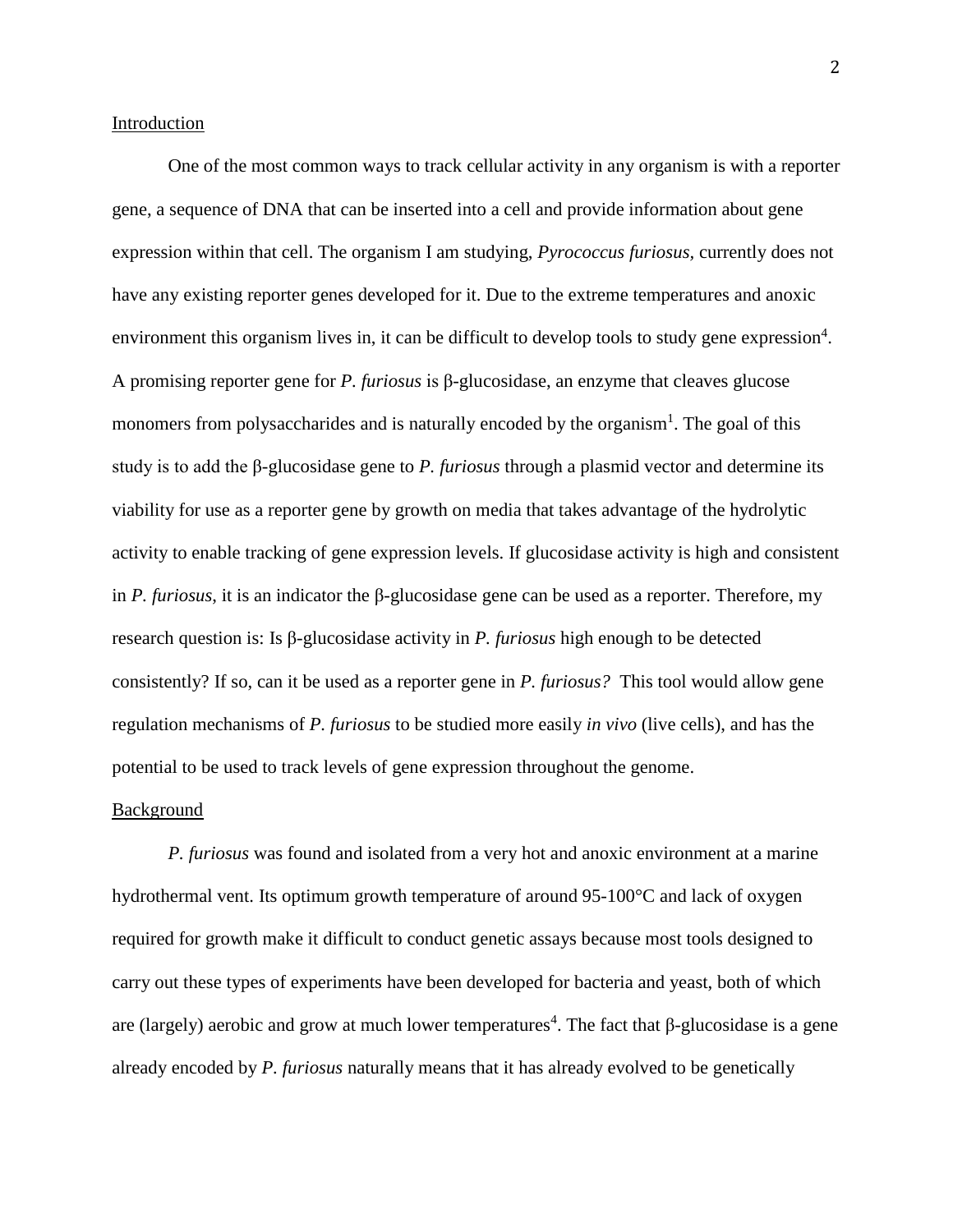## Introduction

One of the most common ways to track cellular activity in any organism is with a reporter gene, a sequence of DNA that can be inserted into a cell and provide information about gene expression within that cell. The organism I am studying, *Pyrococcus furiosus*, currently does not have any existing reporter genes developed for it. Due to the extreme temperatures and anoxic environment this organism lives in, it can be difficult to develop tools to study gene expression[4]. A promising reporter gene for *P. furiosus* is β-glucosidase, an enzyme that cleaves glucose monomers from polysaccharides and is naturally encoded by the organism[1]. The goal of this study is to add the β-glucosidase gene to *P. furiosus* through a plasmid vector and determine its viability for use as a reporter gene by growth on media that takes advantage of the hydrolytic activity to enable tracking of gene expression levels. If glucosidase activity is high and consistent in *P. furiosus*, it is an indicator the β-glucosidase gene can be used as a reporter. Therefore, my research question is: Is β-glucosidase activity in *P. furiosus* high enough to be detected consistently? If so, can it be used as a reporter gene in *P. furiosus?* This tool would allow gene regulation mechanisms of *P. furiosus* to be studied more easily *in vivo* (live cells), and has the potential to be used to track levels of gene expression throughout the genome.

## Background

*P. furiosus* was found and isolated from a very hot and anoxic environment at a marine hydrothermal vent. Its optimum growth temperature of around 95-100°C and lack of oxygen required for growth make it difficult to conduct genetic assays because most tools designed to carry out these types of experiments have been developed for bacteria and yeast, both of which are (largely) aerobic and grow at much lower temperatures[4]. The fact that β-glucosidase is a gene already encoded by *P. furiosus* naturally means that it has already evolved to be genetically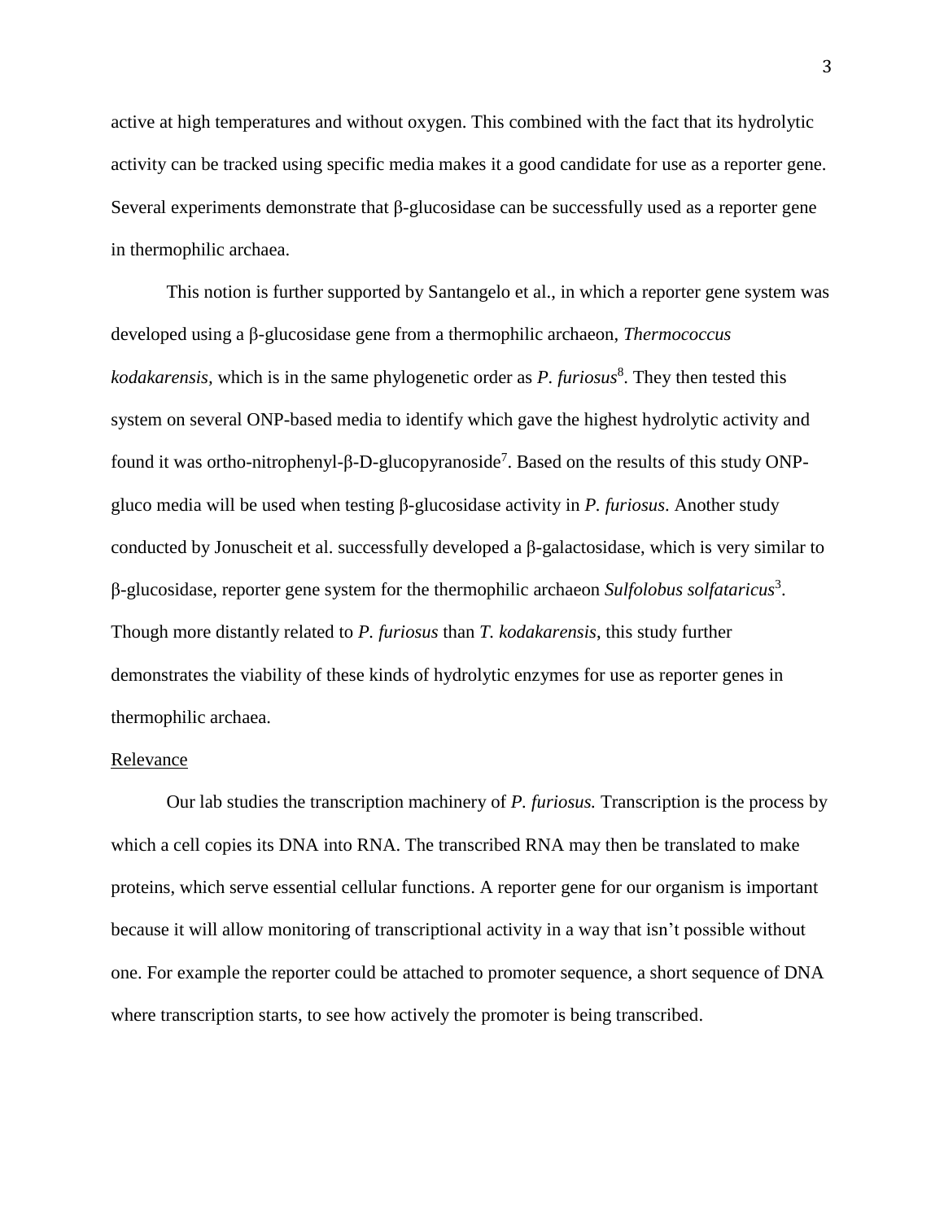active at high temperatures and without oxygen. This combined with the fact that its hydrolytic activity can be tracked using specific media makes it a good candidate for use as a reporter gene. Several experiments demonstrate that β-glucosidase can be successfully used as a reporter gene in thermophilic archaea.

This notion is further supported by Santangelo et al., in which a reporter gene system was developed using a β-glucosidase gene from a thermophilic archaeon, *Thermococcus kodakarensis*, which is in the same phylogenetic order as *P. furiosus*[8]. They then tested this system on several ONP-based media to identify which gave the highest hydrolytic activity and found it was ortho-nitrophenyl-β-D-glucopyranoside[7]. Based on the results of this study ONP-gluco media will be used when testing β-glucosidase activity in *P. furiosus*. Another study conducted by Jonuscheit et al. successfully developed a β-galactosidase, which is very similar to β-glucosidase, reporter gene system for the thermophilic archaeon *Sulfolobus solfataricus*[3]. Though more distantly related to *P. furiosus* than *T. kodakarensis*, this study further demonstrates the viability of these kinds of hydrolytic enzymes for use as reporter genes in thermophilic archaea.

## Relevance

Our lab studies the transcription machinery of *P. furiosus.* Transcription is the process by which a cell copies its DNA into RNA. The transcribed RNA may then be translated to make proteins, which serve essential cellular functions. A reporter gene for our organism is important because it will allow monitoring of transcriptional activity in a way that isn't possible without one. For example the reporter could be attached to promoter sequence, a short sequence of DNA where transcription starts, to see how actively the promoter is being transcribed.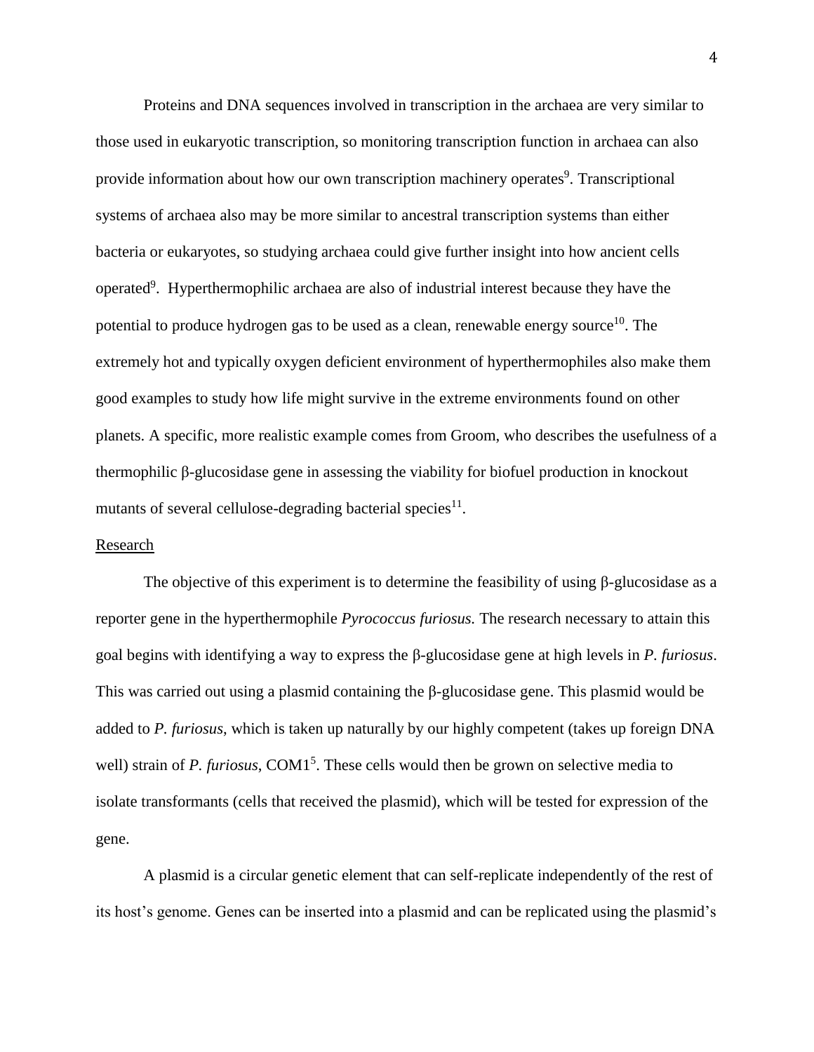Proteins and DNA sequences involved in transcription in the archaea are very similar to those used in eukaryotic transcription, so monitoring transcription function in archaea can also provide information about how our own transcription machinery operates[9]. Transcriptional systems of archaea also may be more similar to ancestral transcription systems than either bacteria or eukaryotes, so studying archaea could give further insight into how ancient cells operated[9]. Hyperthermophilic archaea are also of industrial interest because they have the potential to produce hydrogen gas to be used as a clean, renewable energy source[10]. The extremely hot and typically oxygen deficient environment of hyperthermophiles also make them good examples to study how life might survive in the extreme environments found on other planets. A specific, more realistic example comes from Groom, who describes the usefulness of a thermophilic β-glucosidase gene in assessing the viability for biofuel production in knockout mutants of several cellulose-degrading bacterial species[11].

## Research

The objective of this experiment is to determine the feasibility of using β-glucosidase as a reporter gene in the hyperthermophile *Pyrococcus furiosus.* The research necessary to attain this goal begins with identifying a way to express the β-glucosidase gene at high levels in *P. furiosus*. This was carried out using a plasmid containing the β-glucosidase gene. This plasmid would be added to *P. furiosus*, which is taken up naturally by our highly competent (takes up foreign DNA well) strain of *P. furiosus*, COM1[5]. These cells would then be grown on selective media to isolate transformants (cells that received the plasmid), which will be tested for expression of the gene.

A plasmid is a circular genetic element that can self-replicate independently of the rest of its host's genome. Genes can be inserted into a plasmid and can be replicated using the plasmid's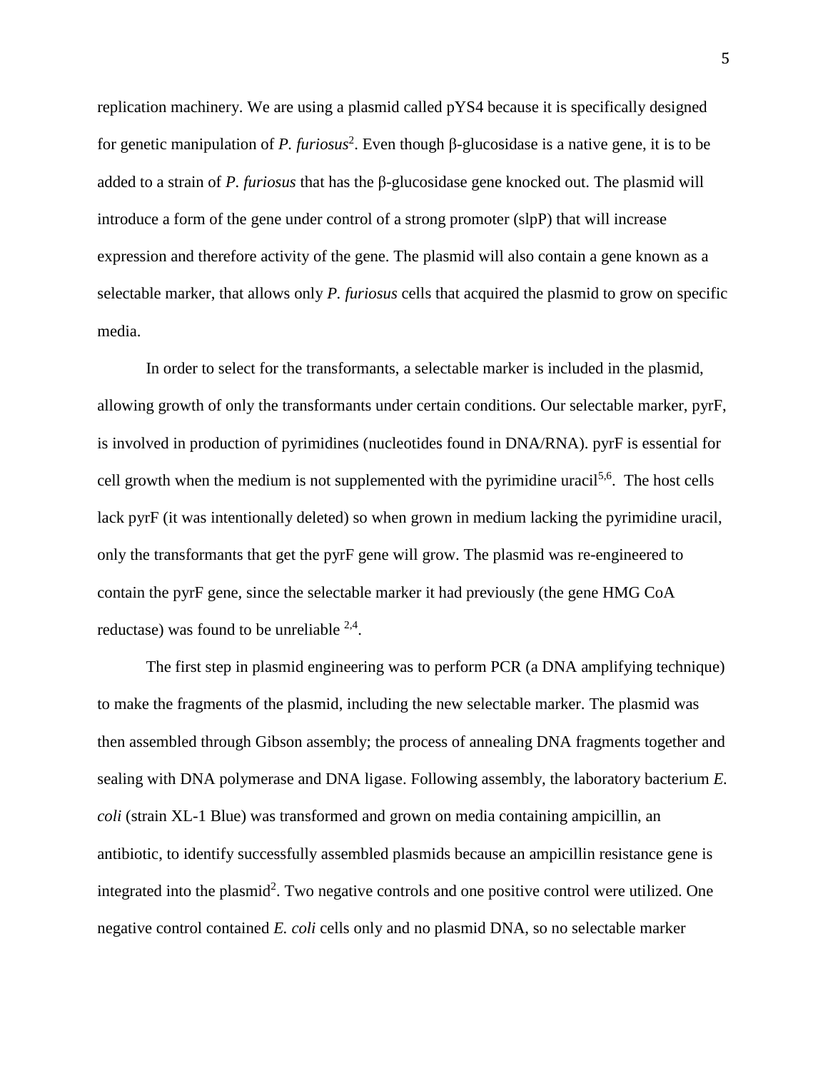replication machinery. We are using a plasmid called pYS4 because it is specifically designed for genetic manipulation of *P. furiosus*[2]. Even though β-glucosidase is a native gene, it is to be added to a strain of *P. furiosus* that has the β-glucosidase gene knocked out. The plasmid will introduce a form of the gene under control of a strong promoter (slpP) that will increase expression and therefore activity of the gene. The plasmid will also contain a gene known as a selectable marker, that allows only *P. furiosus* cells that acquired the plasmid to grow on specific media.

In order to select for the transformants, a selectable marker is included in the plasmid, allowing growth of only the transformants under certain conditions. Our selectable marker, pyrF, is involved in production of pyrimidines (nucleotides found in DNA/RNA). pyrF is essential for cell growth when the medium is not supplemented with the pyrimidine uracil[5,6]. The host cells lack pyrF (it was intentionally deleted) so when grown in medium lacking the pyrimidine uracil, only the transformants that get the pyrF gene will grow. The plasmid was re-engineered to contain the pyrF gene, since the selectable marker it had previously (the gene HMG CoA reductase) was found to be unreliable [2,4].

The first step in plasmid engineering was to perform PCR (a DNA amplifying technique) to make the fragments of the plasmid, including the new selectable marker. The plasmid was then assembled through Gibson assembly; the process of annealing DNA fragments together and sealing with DNA polymerase and DNA ligase. Following assembly, the laboratory bacterium *E. coli* (strain XL-1 Blue) was transformed and grown on media containing ampicillin, an antibiotic, to identify successfully assembled plasmids because an ampicillin resistance gene is integrated into the plasmid[2]. Two negative controls and one positive control were utilized. One negative control contained *E. coli* cells only and no plasmid DNA, so no selectable marker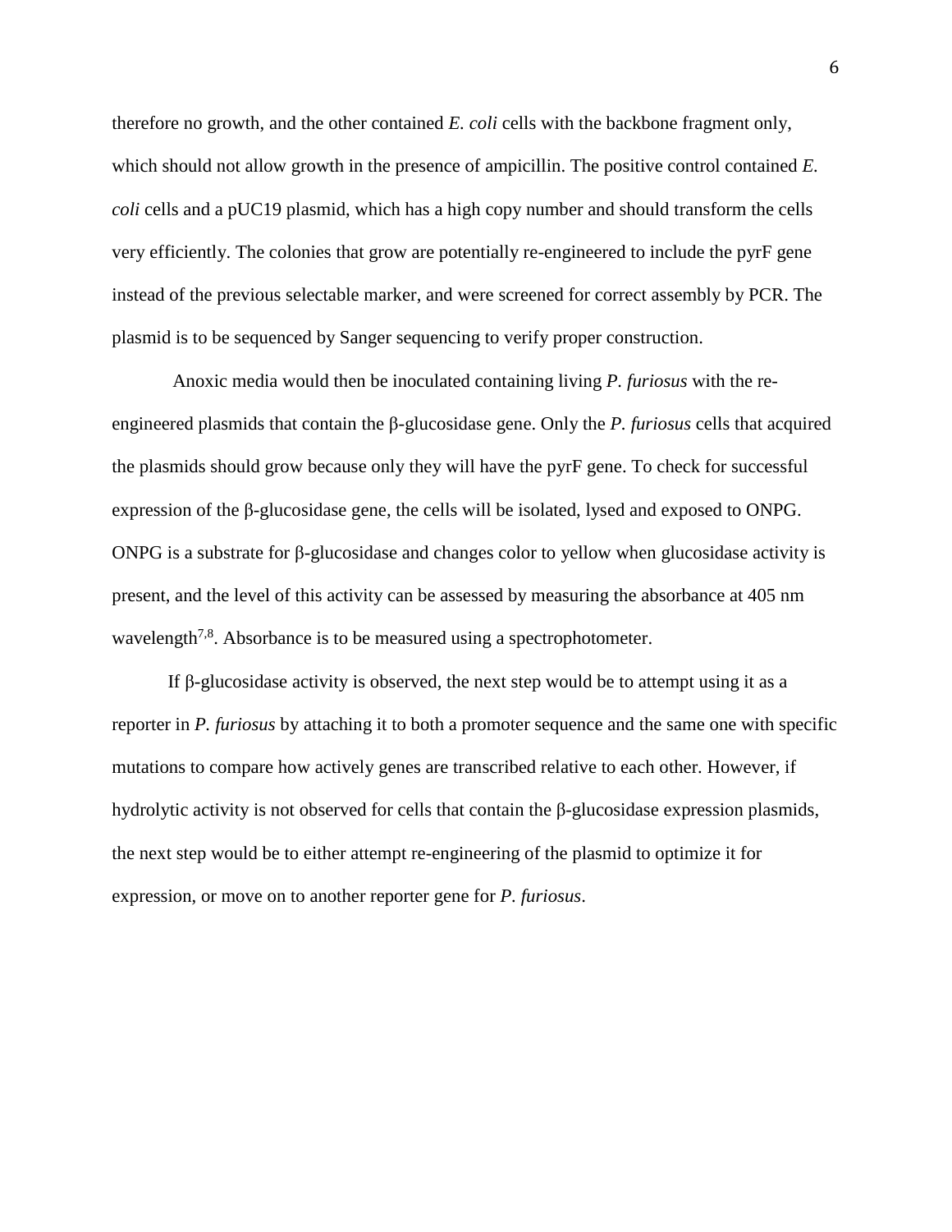therefore no growth, and the other contained *E. coli* cells with the backbone fragment only, which should not allow growth in the presence of ampicillin. The positive control contained *E. coli* cells and a pUC19 plasmid, which has a high copy number and should transform the cells very efficiently. The colonies that grow are potentially re-engineered to include the pyrF gene instead of the previous selectable marker, and were screened for correct assembly by PCR. The plasmid is to be sequenced by Sanger sequencing to verify proper construction.

Anoxic media would then be inoculated containing living *P. furiosus* with the re-engineered plasmids that contain the β-glucosidase gene. Only the *P. furiosus* cells that acquired the plasmids should grow because only they will have the pyrF gene. To check for successful expression of the β-glucosidase gene, the cells will be isolated, lysed and exposed to ONPG. ONPG is a substrate for β-glucosidase and changes color to yellow when glucosidase activity is present, and the level of this activity can be assessed by measuring the absorbance at 405 nm wavelength[7,8]. Absorbance is to be measured using a spectrophotometer.

If β-glucosidase activity is observed, the next step would be to attempt using it as a reporter in *P. furiosus* by attaching it to both a promoter sequence and the same one with specific mutations to compare how actively genes are transcribed relative to each other. However, if hydrolytic activity is not observed for cells that contain the β-glucosidase expression plasmids, the next step would be to either attempt re-engineering of the plasmid to optimize it for expression, or move on to another reporter gene for *P. furiosus*.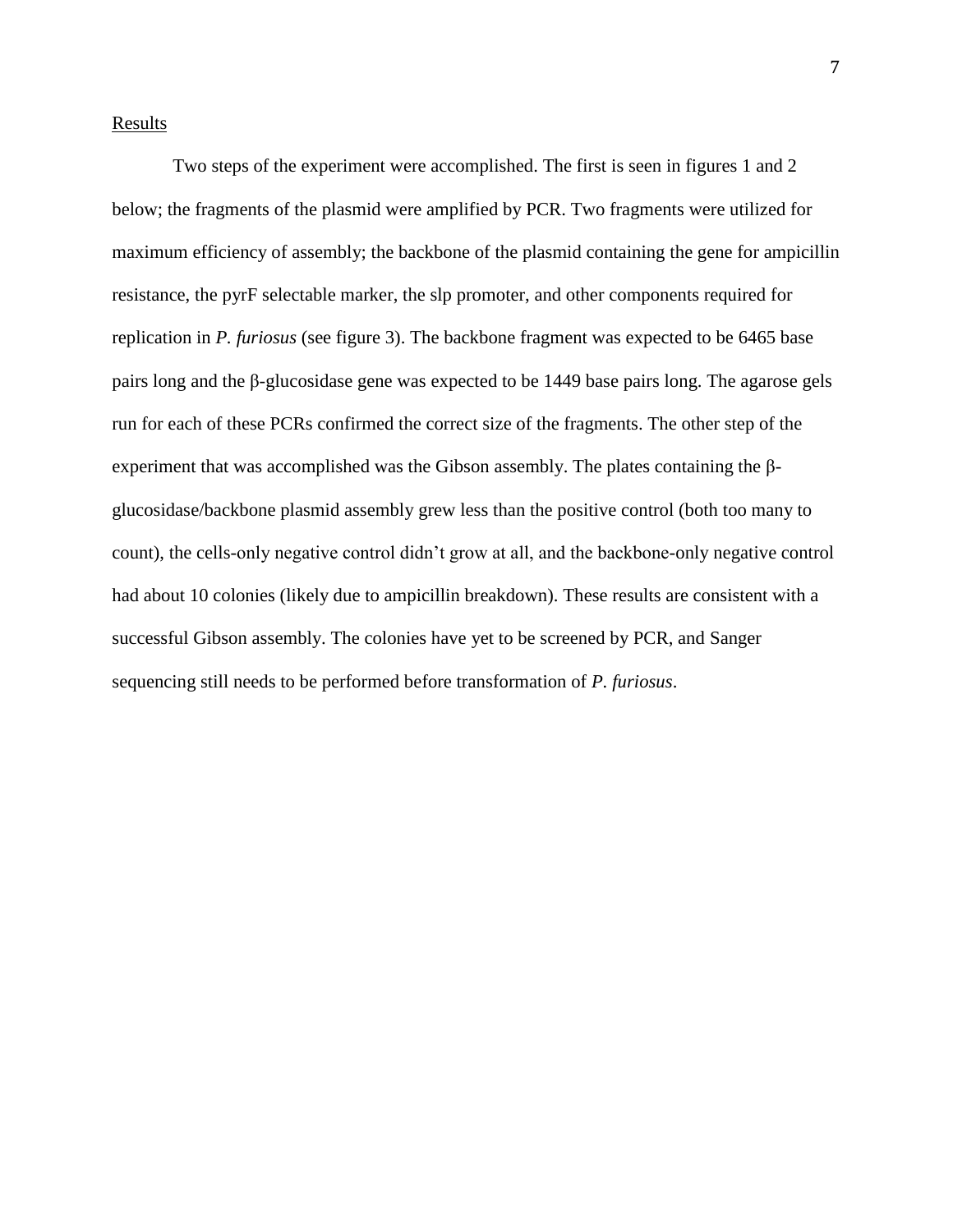## Results

Two steps of the experiment were accomplished. The first is seen in figures 1 and 2 below; the fragments of the plasmid were amplified by PCR. Two fragments were utilized for maximum efficiency of assembly; the backbone of the plasmid containing the gene for ampicillin resistance, the pyrF selectable marker, the slp promoter, and other components required for replication in *P. furiosus* (see figure 3). The backbone fragment was expected to be 6465 base pairs long and the β-glucosidase gene was expected to be 1449 base pairs long. The agarose gels run for each of these PCRs confirmed the correct size of the fragments. The other step of the experiment that was accomplished was the Gibson assembly. The plates containing the β-glucosidase/backbone plasmid assembly grew less than the positive control (both too many to count), the cells-only negative control didn't grow at all, and the backbone-only negative control had about 10 colonies (likely due to ampicillin breakdown). These results are consistent with a successful Gibson assembly. The colonies have yet to be screened by PCR, and Sanger sequencing still needs to be performed before transformation of *P. furiosus*.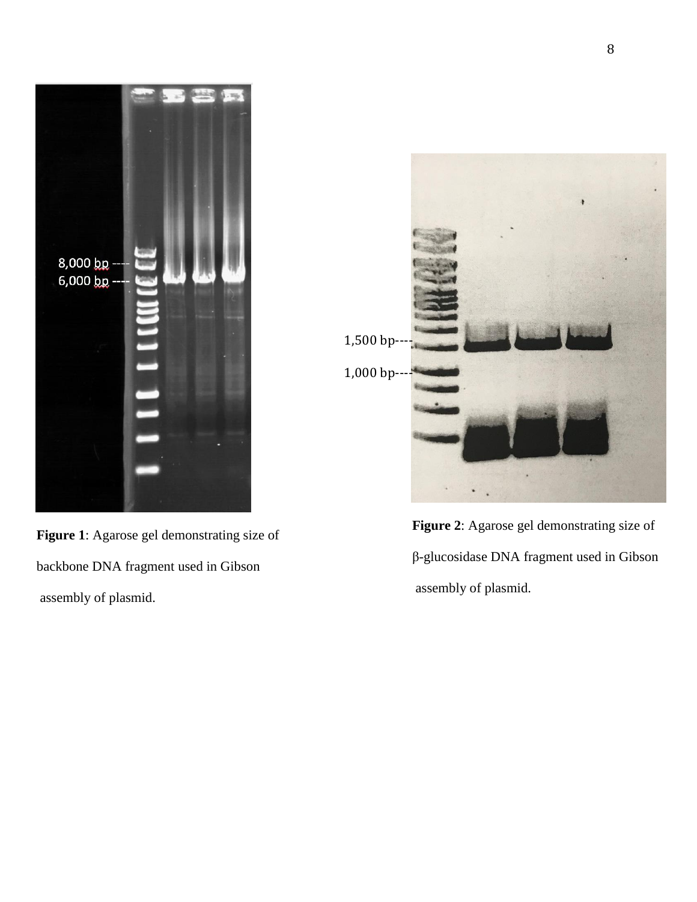8,000 bp ----

6,000 bp ----

**Figure 1**: Agarose gel demonstrating size of backbone DNA fragment used in Gibson assembly of plasmid.

1,500 bp----

1,000 bp----

**Figure 2**: Agarose gel demonstrating size of β-glucosidase DNA fragment used in Gibson assembly of plasmid.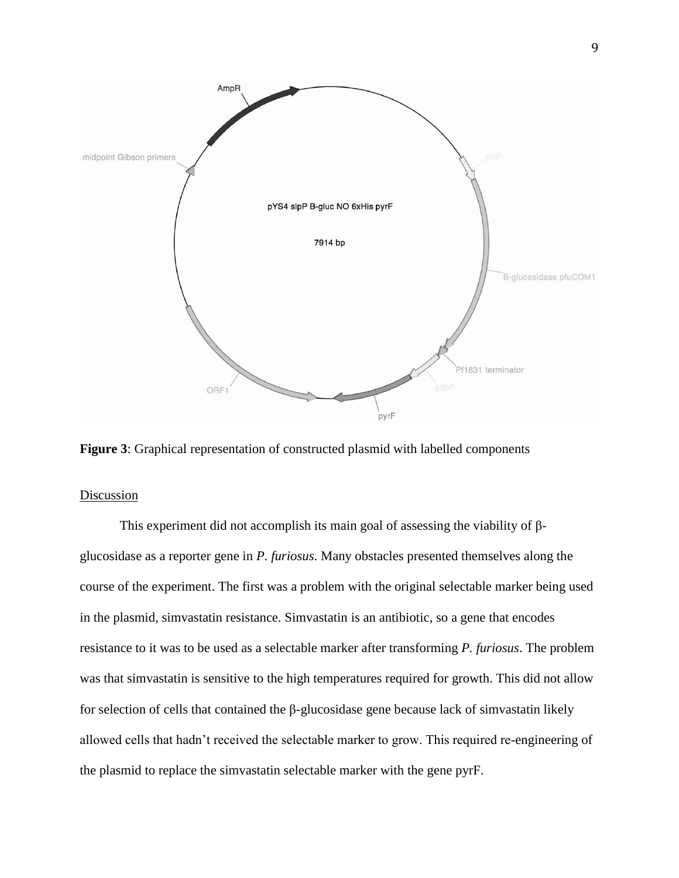**Figure 3**: Graphical representation of constructed plasmid with labelled components

Discussion

This experiment did not accomplish its main goal of assessing the viability of β-glucosidase as a reporter gene in *P. furiosus*. Many obstacles presented themselves along the course of the experiment. The first was a problem with the original selectable marker being used in the plasmid, simvastatin resistance. Simvastatin is an antibiotic, so a gene that encodes resistance to it was to be used as a selectable marker after transforming *P. furiosus*. The problem was that simvastatin is sensitive to the high temperatures required for growth. This did not allow for selection of cells that contained the β-glucosidase gene because lack of simvastatin likely allowed cells that hadn't received the selectable marker to grow. This required re-engineering of the plasmid to replace the simvastatin selectable marker with the gene pyrF.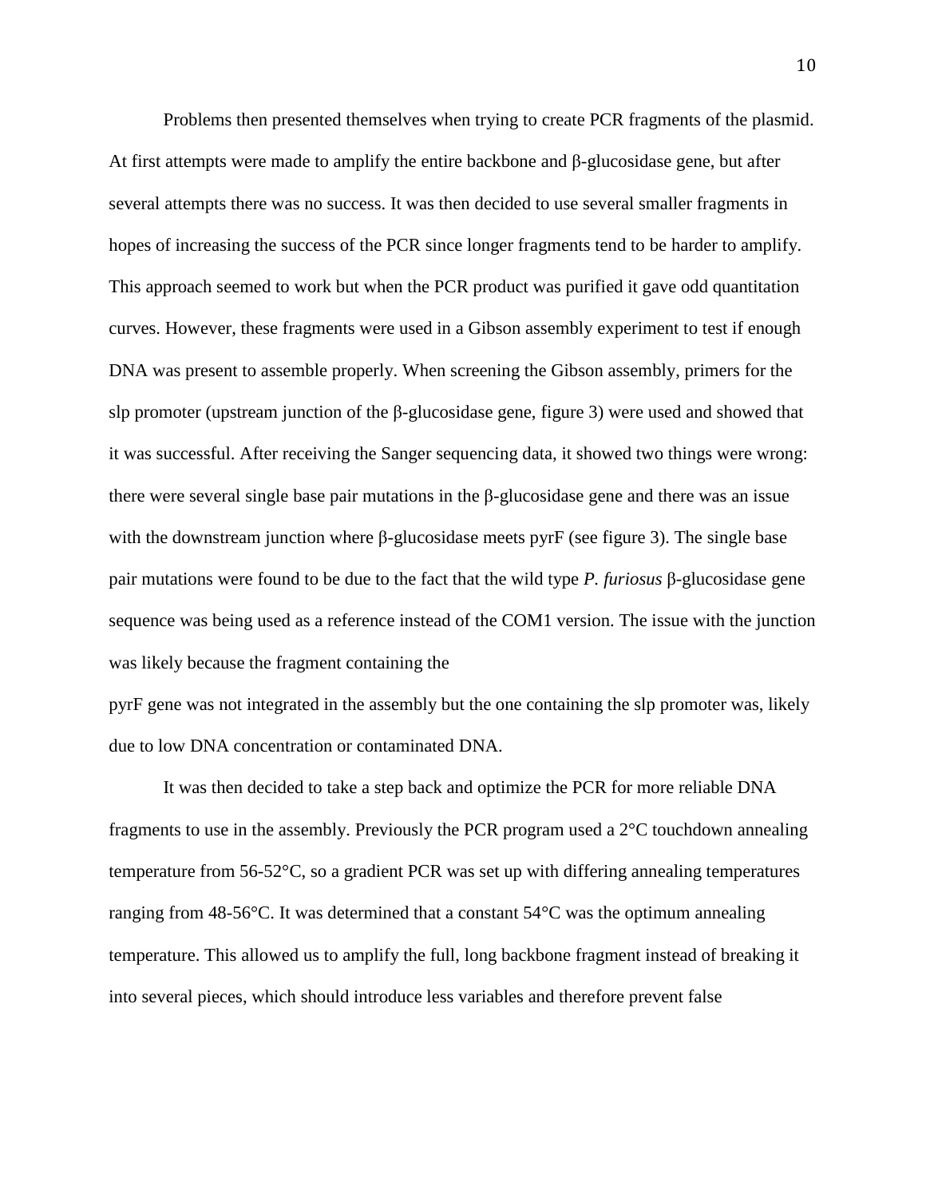Problems then presented themselves when trying to create PCR fragments of the plasmid. At first attempts were made to amplify the entire backbone and β-glucosidase gene, but after several attempts there was no success. It was then decided to use several smaller fragments in hopes of increasing the success of the PCR since longer fragments tend to be harder to amplify. This approach seemed to work but when the PCR product was purified it gave odd quantitation curves. However, these fragments were used in a Gibson assembly experiment to test if enough DNA was present to assemble properly. When screening the Gibson assembly, primers for the slp promoter (upstream junction of the β-glucosidase gene, figure 3) were used and showed that it was successful. After receiving the Sanger sequencing data, it showed two things were wrong: there were several single base pair mutations in the β-glucosidase gene and there was an issue with the downstream junction where β-glucosidase meets pyrF (see figure 3). The single base pair mutations were found to be due to the fact that the wild type *P. furiosus* β-glucosidase gene sequence was being used as a reference instead of the COM1 version. The issue with the junction was likely because the fragment containing the pyrF gene was not integrated in the assembly but the one containing the slp promoter was, likely due to low DNA concentration or contaminated DNA.

It was then decided to take a step back and optimize the PCR for more reliable DNA fragments to use in the assembly. Previously the PCR program used a 2°C touchdown annealing temperature from 56-52°C, so a gradient PCR was set up with differing annealing temperatures ranging from 48-56°C. It was determined that a constant 54°C was the optimum annealing temperature. This allowed us to amplify the full, long backbone fragment instead of breaking it into several pieces, which should introduce less variables and therefore prevent false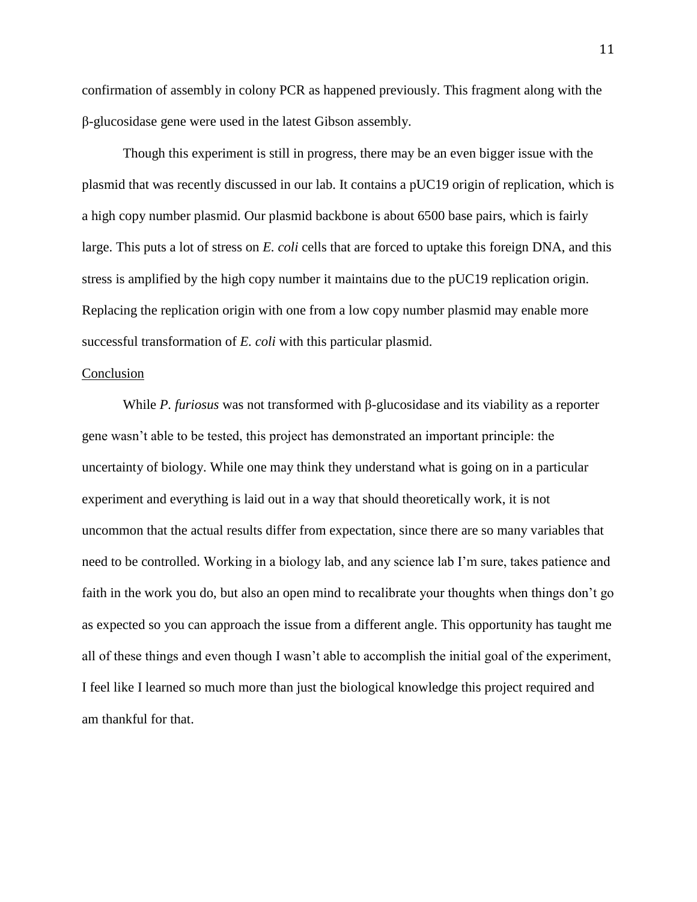confirmation of assembly in colony PCR as happened previously. This fragment along with the β-glucosidase gene were used in the latest Gibson assembly.

Though this experiment is still in progress, there may be an even bigger issue with the plasmid that was recently discussed in our lab. It contains a pUC19 origin of replication, which is a high copy number plasmid. Our plasmid backbone is about 6500 base pairs, which is fairly large. This puts a lot of stress on *E. coli* cells that are forced to uptake this foreign DNA, and this stress is amplified by the high copy number it maintains due to the pUC19 replication origin. Replacing the replication origin with one from a low copy number plasmid may enable more successful transformation of *E. coli* with this particular plasmid.

## Conclusion

While *P. furiosus* was not transformed with β-glucosidase and its viability as a reporter gene wasn't able to be tested, this project has demonstrated an important principle: the uncertainty of biology. While one may think they understand what is going on in a particular experiment and everything is laid out in a way that should theoretically work, it is not uncommon that the actual results differ from expectation, since there are so many variables that need to be controlled. Working in a biology lab, and any science lab I'm sure, takes patience and faith in the work you do, but also an open mind to recalibrate your thoughts when things don't go as expected so you can approach the issue from a different angle. This opportunity has taught me all of these things and even though I wasn't able to accomplish the initial goal of the experiment, I feel like I learned so much more than just the biological knowledge this project required and am thankful for that.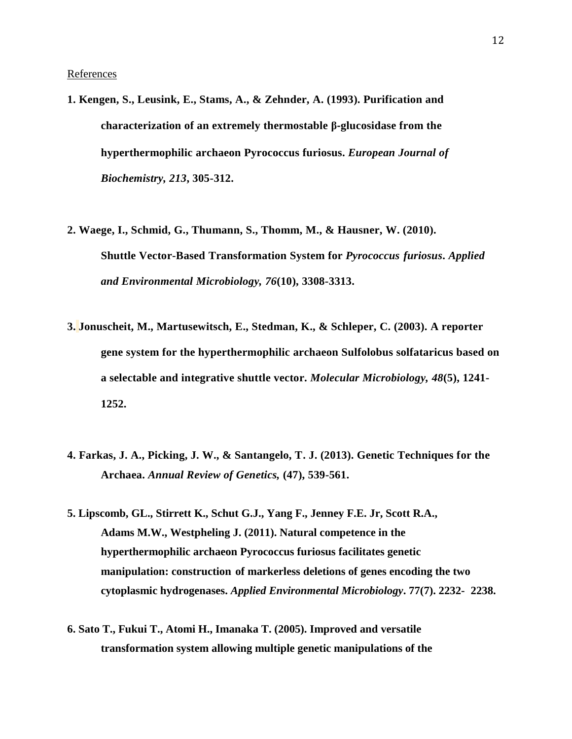References

**1. Kengen, S., Leusink, E., Stams, A., & Zehnder, A. (1993). Purification and characterization of an extremely thermostable β-glucosidase from the hyperthermophilic archaeon Pyrococcus furiosus. *European Journal of Biochemistry, 213*, 305-312.**

**2. Waege, I., Schmid, G., Thumann, S., Thomm, M., & Hausner, W. (2010). Shuttle Vector-Based Transformation System for *Pyrococcus furiosus*. *Applied and Environmental Microbiology, 76*(10), 3308-3313.**

**3. Jonuscheit, M., Martusewitsch, E., Stedman, K., & Schleper, C. (2003). A reporter gene system for the hyperthermophilic archaeon Sulfolobus solfataricus based on a selectable and integrative shuttle vector. *Molecular Microbiology, 48*(5), 1241-1252.**

**4. Farkas, J. A., Picking, J. W., & Santangelo, T. J. (2013). Genetic Techniques for the Archaea. *Annual Review of Genetics,* (47), 539-561.**

**5. Lipscomb, GL., Stirrett K., Schut G.J., Yang F., Jenney F.E. Jr, Scott R.A., Adams M.W., Westpheling J. (2011). Natural competence in the hyperthermophilic archaeon Pyrococcus furiosus facilitates genetic manipulation: construction of markerless deletions of genes encoding the two cytoplasmic hydrogenases. *Applied Environmental Microbiology*. 77(7). 2232- 2238.**

**6. Sato T., Fukui T., Atomi H., Imanaka T. (2005). Improved and versatile transformation system allowing multiple genetic manipulations of the**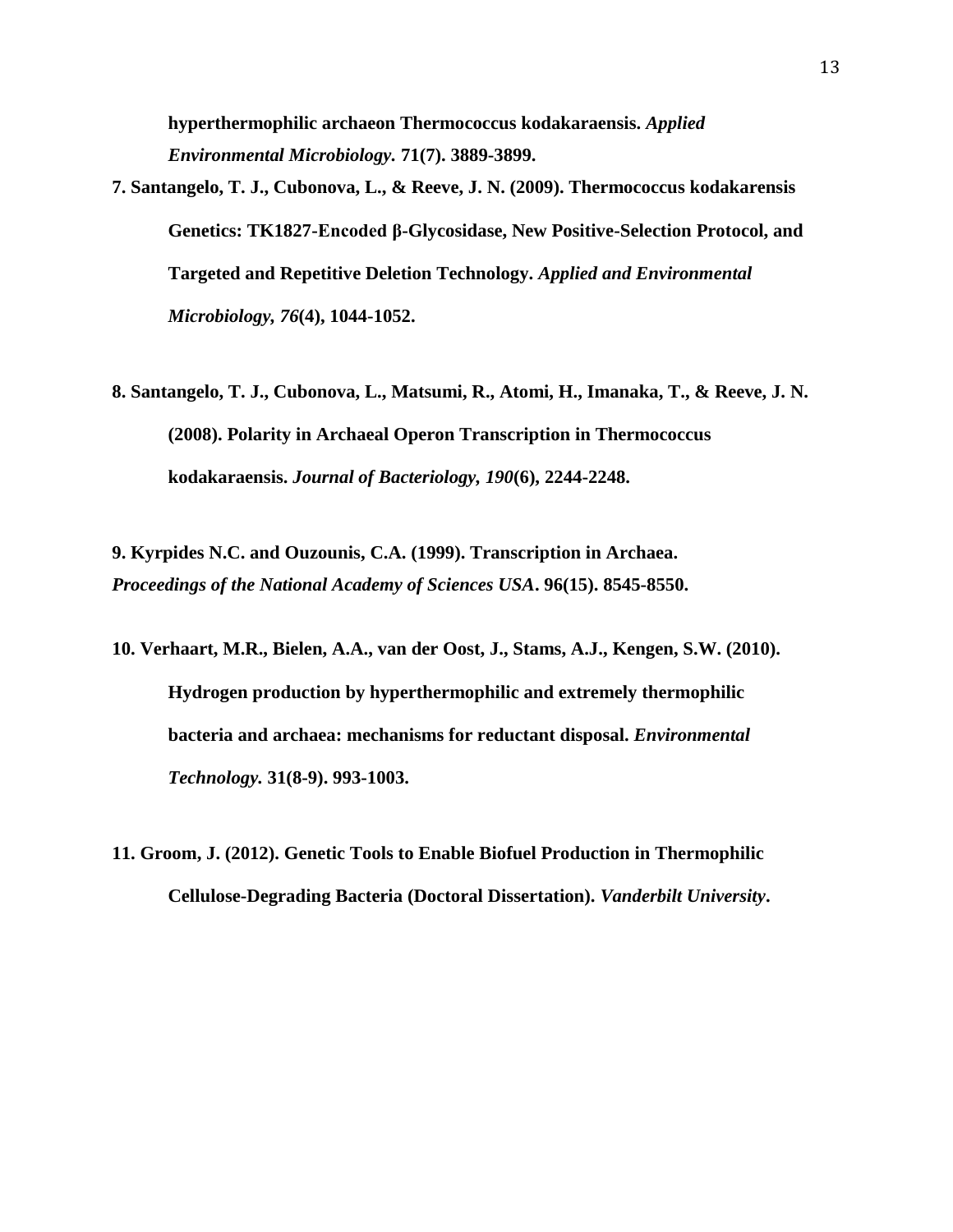**hyperthermophilic archaeon Thermococcus kodakaraensis. *Applied Environmental Microbiology.* 71(7). 3889-3899.**

**7. Santangelo, T. J., Cubonova, L., & Reeve, J. N. (2009). Thermococcus kodakarensis Genetics: TK1827-Encoded β-Glycosidase, New Positive-Selection Protocol, and Targeted and Repetitive Deletion Technology. *Applied and Environmental Microbiology, 76*(4), 1044-1052.**

**8. Santangelo, T. J., Cubonova, L., Matsumi, R., Atomi, H., Imanaka, T., & Reeve, J. N. (2008). Polarity in Archaeal Operon Transcription in Thermococcus kodakaraensis. *Journal of Bacteriology, 190*(6), 2244-2248.**

**9. Kyrpides N.C. and Ouzounis, C.A. (1999). Transcription in Archaea. *Proceedings of the National Academy of Sciences USA*. 96(15). 8545-8550.**

**10. Verhaart, M.R., Bielen, A.A., van der Oost, J., Stams, A.J., Kengen, S.W. (2010). Hydrogen production by hyperthermophilic and extremely thermophilic bacteria and archaea: mechanisms for reductant disposal. *Environmental Technology.* 31(8-9). 993-1003.**

**11. Groom, J. (2012). Genetic Tools to Enable Biofuel Production in Thermophilic Cellulose-Degrading Bacteria (Doctoral Dissertation). *Vanderbilt University*.**